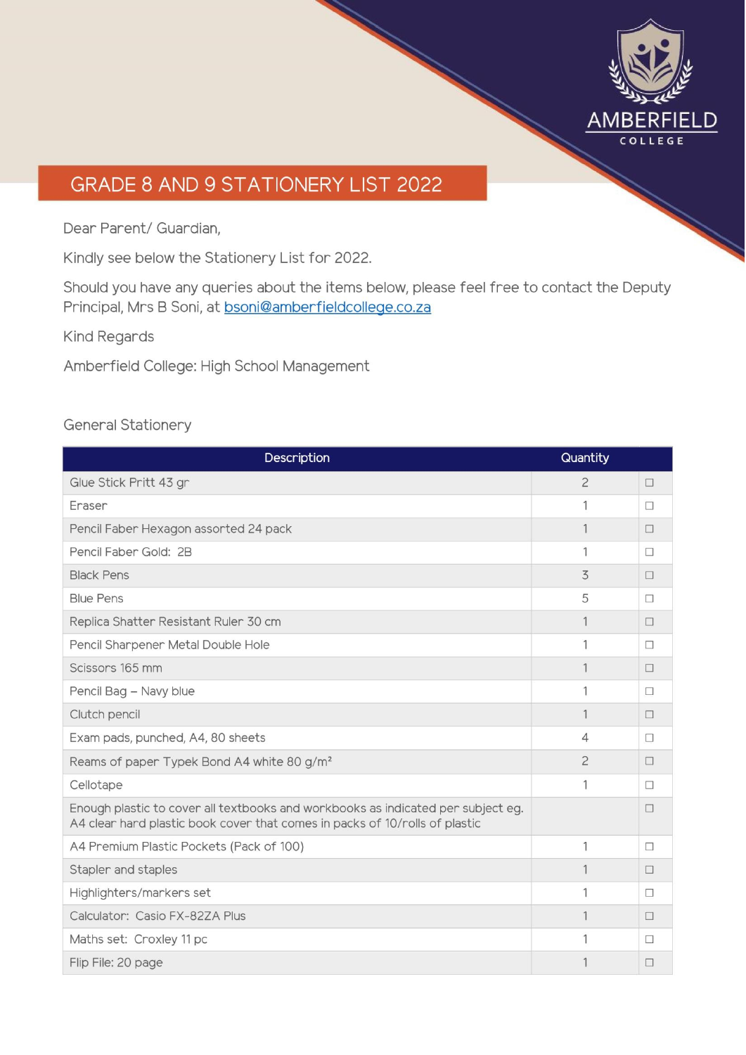AMBERFIELD COLLEGE

# GRADE 8 AND 9 STATIONERY LIST 2022

Dear Parent/ Guardian,

Kindly see below the Stationery List for 2022.

Should you have any queries about the items below, please feel free to contact the Deputy Principal, Mrs B Soni, at bsoni@amberfieldcollege.co.za

Kind Regards

Amberfield College: High School Management

## General Stationery

| Description | Quantity | |
|---|---|---|
| Glue Stick Pritt 43 gr | 2 | ☐ |
| Eraser | 1 | ☐ |
| Pencil Faber Hexagon assorted 24 pack | 1 | ☐ |
| Pencil Faber Gold: 2B | 1 | ☐ |
| Black Pens | 3 | ☐ |
| Blue Pens | 5 | ☐ |
| Replica Shatter Resistant Ruler 30 cm | 1 | ☐ |
| Pencil Sharpener Metal Double Hole | 1 | ☐ |
| Scissors 165 mm | 1 | ☐ |
| Pencil Bag – Navy blue | 1 | ☐ |
| Clutch pencil | 1 | ☐ |
| Exam pads, punched, A4, 80 sheets | 4 | ☐ |
| Reams of paper Typek Bond A4 white 80 g/m² | 2 | ☐ |
| Cellotape | 1 | ☐ |
| Enough plastic to cover all textbooks and workbooks as indicated per subject eg. A4 clear hard plastic book cover that comes in packs of 10/rolls of plastic | | ☐ |
| A4 Premium Plastic Pockets (Pack of 100) | 1 | ☐ |
| Stapler and staples | 1 | ☐ |
| Highlighters/markers set | 1 | ☐ |
| Calculator: Casio FX-82ZA Plus | 1 | ☐ |
| Maths set: Croxley 11 pc | 1 | ☐ |
| Flip File: 20 page | 1 | ☐ |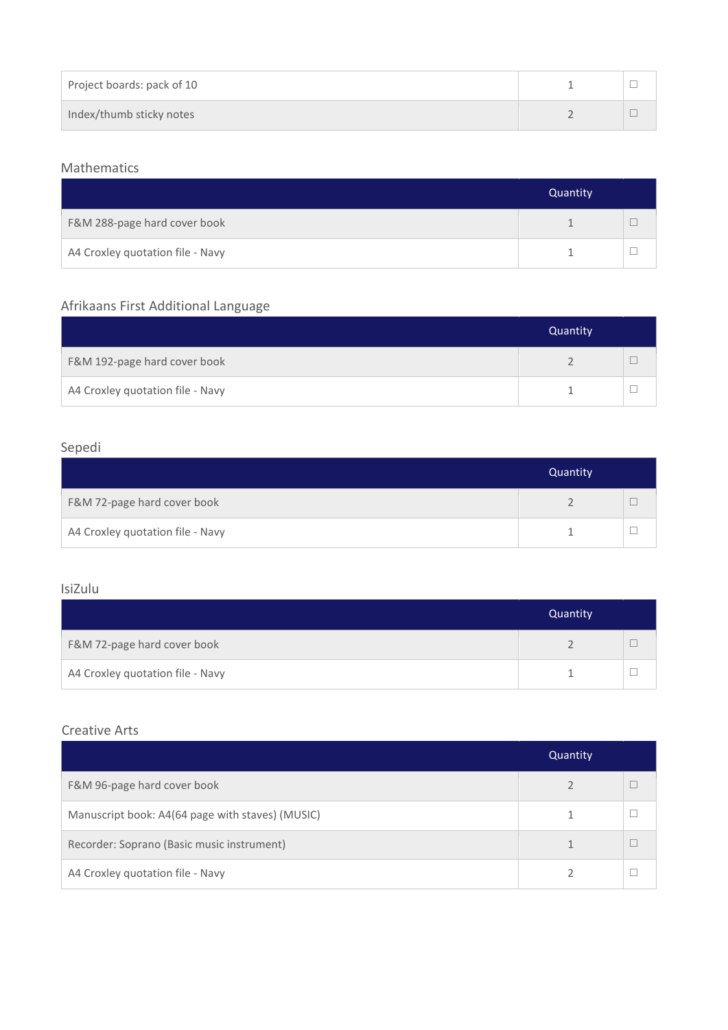| | | |
|---|---|---|
| Project boards: pack of 10 | 1 | ☐ |
| Index/thumb sticky notes | 2 | ☐ |

## Mathematics

| | Quantity | |
|---|---|---|
| F&M 288-page hard cover book | 1 | ☐ |
| A4 Croxley quotation file - Navy | 1 | ☐ |

## Afrikaans First Additional Language

| | Quantity | |
|---|---|---|
| F&M 192-page hard cover book | 2 | ☐ |
| A4 Croxley quotation file - Navy | 1 | ☐ |

## Sepedi

| | Quantity | |
|---|---|---|
| F&M 72-page hard cover book | 2 | ☐ |
| A4 Croxley quotation file - Navy | 1 | ☐ |

## IsiZulu

| | Quantity | |
|---|---|---|
| F&M 72-page hard cover book | 2 | ☐ |
| A4 Croxley quotation file - Navy | 1 | ☐ |

## Creative Arts

| | Quantity | |
|---|---|---|
| F&M 96-page hard cover book | 2 | ☐ |
| Manuscript book: A4(64 page with staves) (MUSIC) | 1 | ☐ |
| Recorder: Soprano (Basic music instrument) | 1 | ☐ |
| A4 Croxley quotation file - Navy | 2 | ☐ |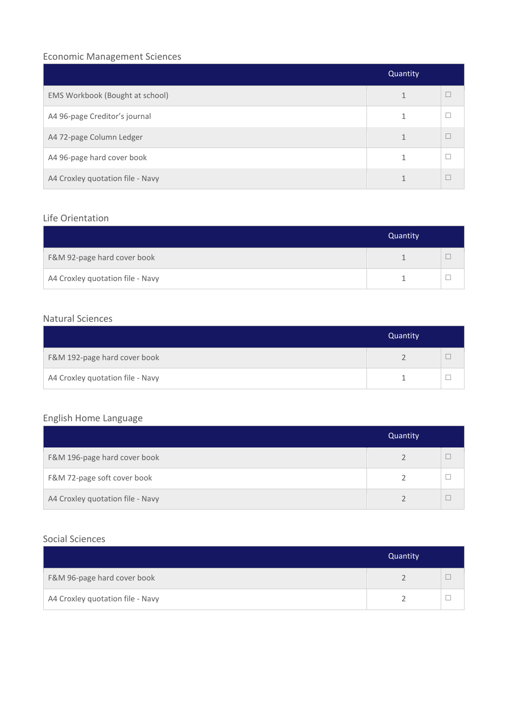## Economic Management Sciences

| | Quantity | |
|---|---|---|
| EMS Workbook (Bought at school) | 1 | ☐ |
| A4 96-page Creditor's journal | 1 | ☐ |
| A4 72-page Column Ledger | 1 | ☐ |
| A4 96-page hard cover book | 1 | ☐ |
| A4 Croxley quotation file - Navy | 1 | ☐ |

## Life Orientation

| | Quantity | |
|---|---|---|
| F&M 92-page hard cover book | 1 | ☐ |
| A4 Croxley quotation file - Navy | 1 | ☐ |

## Natural Sciences

| | Quantity | |
|---|---|---|
| F&M 192-page hard cover book | 2 | ☐ |
| A4 Croxley quotation file - Navy | 1 | ☐ |

## English Home Language

| | Quantity | |
|---|---|---|
| F&M 196-page hard cover book | 2 | ☐ |
| F&M 72-page soft cover book | 2 | ☐ |
| A4 Croxley quotation file - Navy | 2 | ☐ |

## Social Sciences

| | Quantity | |
|---|---|---|
| F&M 96-page hard cover book | 2 | ☐ |
| A4 Croxley quotation file - Navy | 2 | ☐ |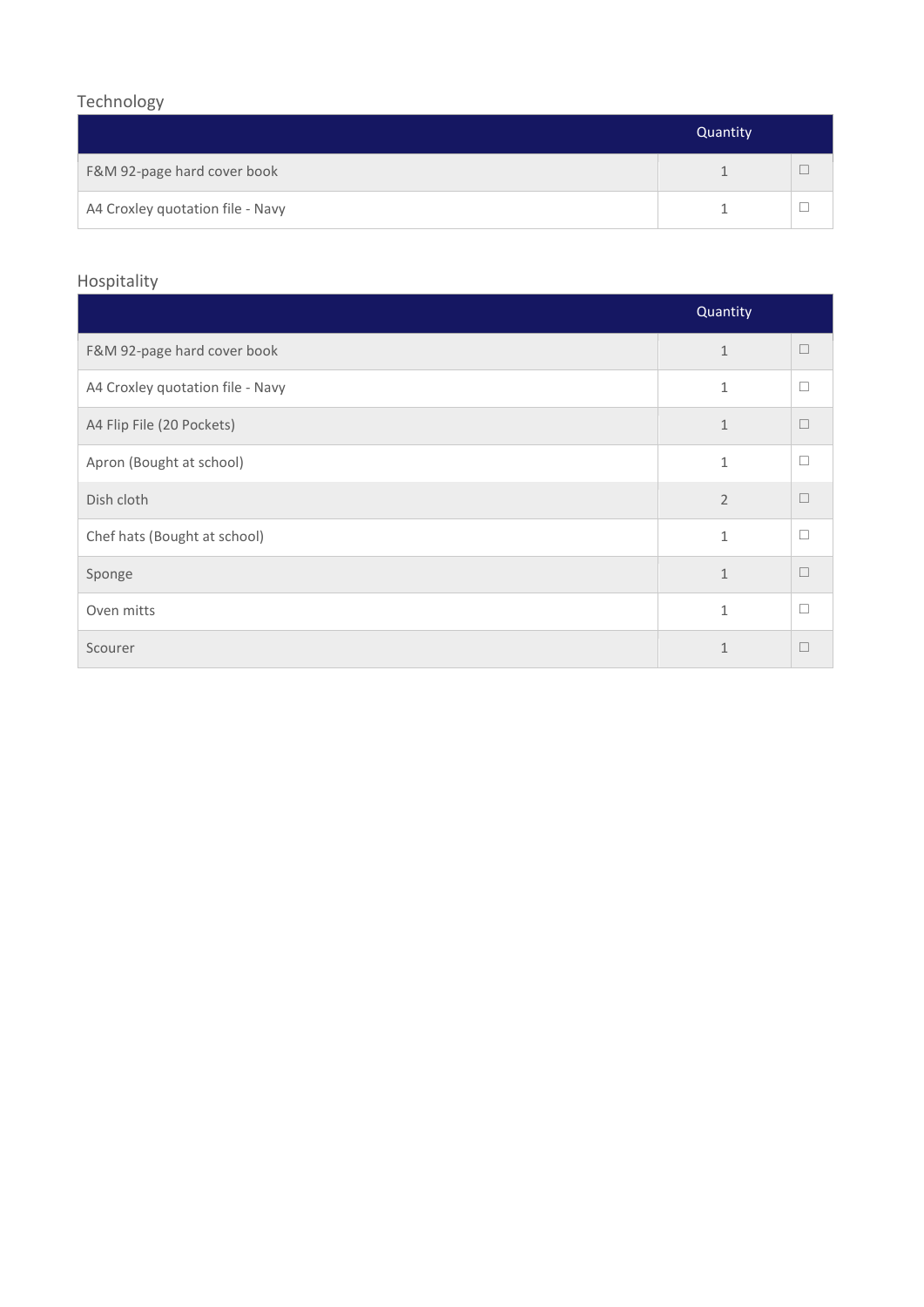## Technology

| | Quantity | |
|---|---|---|
| F&M 92-page hard cover book | 1 | ☐ |
| A4 Croxley quotation file - Navy | 1 | ☐ |

## Hospitality

| | Quantity | |
|---|---|---|
| F&M 92-page hard cover book | 1 | ☐ |
| A4 Croxley quotation file - Navy | 1 | ☐ |
| A4 Flip File (20 Pockets) | 1 | ☐ |
| Apron (Bought at school) | 1 | ☐ |
| Dish cloth | 2 | ☐ |
| Chef hats (Bought at school) | 1 | ☐ |
| Sponge | 1 | ☐ |
| Oven mitts | 1 | ☐ |
| Scourer | 1 | ☐ |